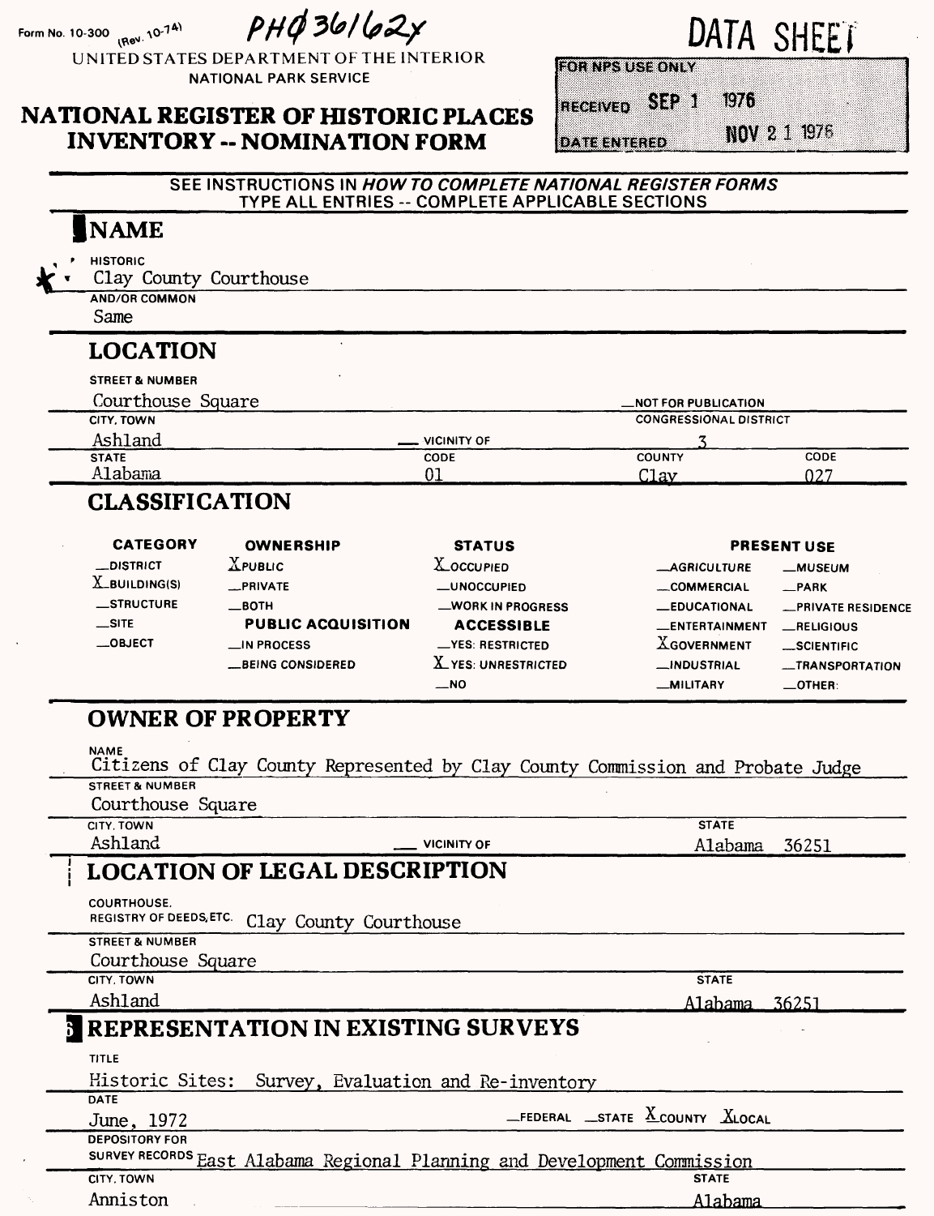Form No. 10-300 (Rev. 10-74)

PHØ361624

UNITED STATES DEPARTMENT OF THE INTERIOR
NATIONAL PARK SERVICE

# DATA SHEET

# NATIONAL REGISTER OF HISTORIC PLACES INVENTORY -- NOMINATION FORM

FOR NPS USE ONLY

RECEIVED SEP 1 1976

DATE ENTERED NOV 21 1976

SEE INSTRUCTIONS IN *HOW TO COMPLETE NATIONAL REGISTER FORMS*
TYPE ALL ENTRIES -- COMPLETE APPLICABLE SECTIONS

## 1 NAME

HISTORIC
Clay County Courthouse

AND/OR COMMON
Same

## 2 LOCATION

STREET & NUMBER
Courthouse Square

__NOT FOR PUBLICATION

CITY, TOWN
Ashland __ VICINITY OF

CONGRESSIONAL DISTRICT
3

| STATE | CODE | COUNTY | CODE |
|---|---|---|---|
| Alabama | 01 | Clay | 027 |

## 3 CLASSIFICATION

| CATEGORY | OWNERSHIP | STATUS | PRESENT USE | |
|---|---|---|---|---|
| __DISTRICT | X PUBLIC | X OCCUPIED | __AGRICULTURE | __MUSEUM |
| X BUILDING(S) | __PRIVATE | __UNOCCUPIED | __COMMERCIAL | __PARK |
| __STRUCTURE | __BOTH | __WORK IN PROGRESS | __EDUCATIONAL | __PRIVATE RESIDENCE |
| __SITE | **PUBLIC ACQUISITION** | **ACCESSIBLE** | __ENTERTAINMENT | __RELIGIOUS |
| __OBJECT | __IN PROCESS | __YES: RESTRICTED | X GOVERNMENT | __SCIENTIFIC |
| | __BEING CONSIDERED | X YES: UNRESTRICTED | __INDUSTRIAL | __TRANSPORTATION |
| | | __NO | __MILITARY | __OTHER: |

## 4 OWNER OF PROPERTY

NAME
Citizens of Clay County Represented by Clay County Commission and Probate Judge

STREET & NUMBER
Courthouse Square

CITY, TOWN
Ashland __ VICINITY OF

STATE
Alabama 36251

## 5 LOCATION OF LEGAL DESCRIPTION

COURTHOUSE, REGISTRY OF DEEDS, ETC. Clay County Courthouse

STREET & NUMBER
Courthouse Square

CITY, TOWN
Ashland

STATE
Alabama 36251

## 6 REPRESENTATION IN EXISTING SURVEYS

TITLE
Historic Sites: Survey, Evaluation and Re-inventory

DATE
June, 1972 __FEDERAL __STATE X COUNTY X LOCAL

DEPOSITORY FOR SURVEY RECORDS East Alabama Regional Planning and Development Commission

CITY, TOWN
Anniston

STATE
Alabama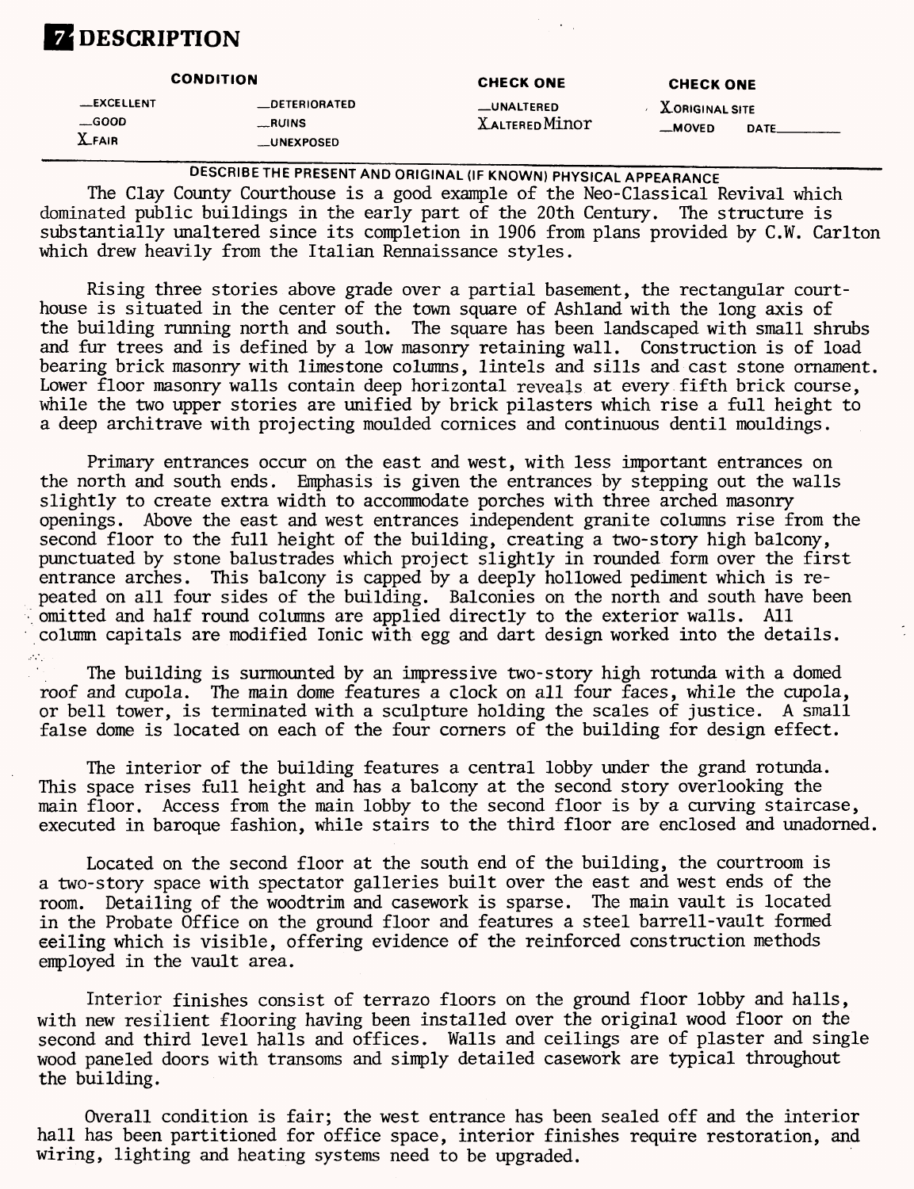# 7 DESCRIPTION

| CONDITION | | CHECK ONE | CHECK ONE |
|---|---|---|---|
| __EXCELLENT | __DETERIORATED | __UNALTERED | X ORIGINAL SITE |
| __GOOD | __RUINS | X ALTERED Minor | __MOVED DATE______ |
| X FAIR | __UNEXPOSED | | |

DESCRIBE THE PRESENT AND ORIGINAL (IF KNOWN) PHYSICAL APPEARANCE

The Clay County Courthouse is a good example of the Neo-Classical Revival which dominated public buildings in the early part of the 20th Century. The structure is substantially unaltered since its completion in 1906 from plans provided by C.W. Carlton which drew heavily from the Italian Rennaissance styles.

Rising three stories above grade over a partial basement, the rectangular courthouse is situated in the center of the town square of Ashland with the long axis of the building running north and south. The square has been landscaped with small shrubs and fur trees and is defined by a low masonry retaining wall. Construction is of load bearing brick masonry with limestone columns, lintels and sills and cast stone ornament. Lower floor masonry walls contain deep horizontal reveals at every fifth brick course, while the two upper stories are unified by brick pilasters which rise a full height to a deep architrave with projecting moulded cornices and continuous dentil mouldings.

Primary entrances occur on the east and west, with less important entrances on the north and south ends. Emphasis is given the entrances by stepping out the walls slightly to create extra width to accommodate porches with three arched masonry openings. Above the east and west entrances independent granite columns rise from the second floor to the full height of the building, creating a two-story high balcony, punctuated by stone balustrades which project slightly in rounded form over the first entrance arches. This balcony is capped by a deeply hollowed pediment which is repeated on all four sides of the building. Balconies on the north and south have been omitted and half round columns are applied directly to the exterior walls. All column capitals are modified Ionic with egg and dart design worked into the details.

The building is surmounted by an impressive two-story high rotunda with a domed roof and cupola. The main dome features a clock on all four faces, while the cupola, or bell tower, is terminated with a sculpture holding the scales of justice. A small false dome is located on each of the four corners of the building for design effect.

The interior of the building features a central lobby under the grand rotunda. This space rises full height and has a balcony at the second story overlooking the main floor. Access from the main lobby to the second floor is by a curving staircase, executed in baroque fashion, while stairs to the third floor are enclosed and unadorned.

Located on the second floor at the south end of the building, the courtroom is a two-story space with spectator galleries built over the east and west ends of the room. Detailing of the woodtrim and casework is sparse. The main vault is located in the Probate Office on the ground floor and features a steel barrell-vault formed ceiling which is visible, offering evidence of the reinforced construction methods employed in the vault area.

Interior finishes consist of terrazo floors on the ground floor lobby and halls, with new resilient flooring having been installed over the original wood floor on the second and third level halls and offices. Walls and ceilings are of plaster and single wood paneled doors with transoms and simply detailed casework are typical throughout the building.

Overall condition is fair; the west entrance has been sealed off and the interior hall has been partitioned for office space, interior finishes require restoration, and wiring, lighting and heating systems need to be upgraded.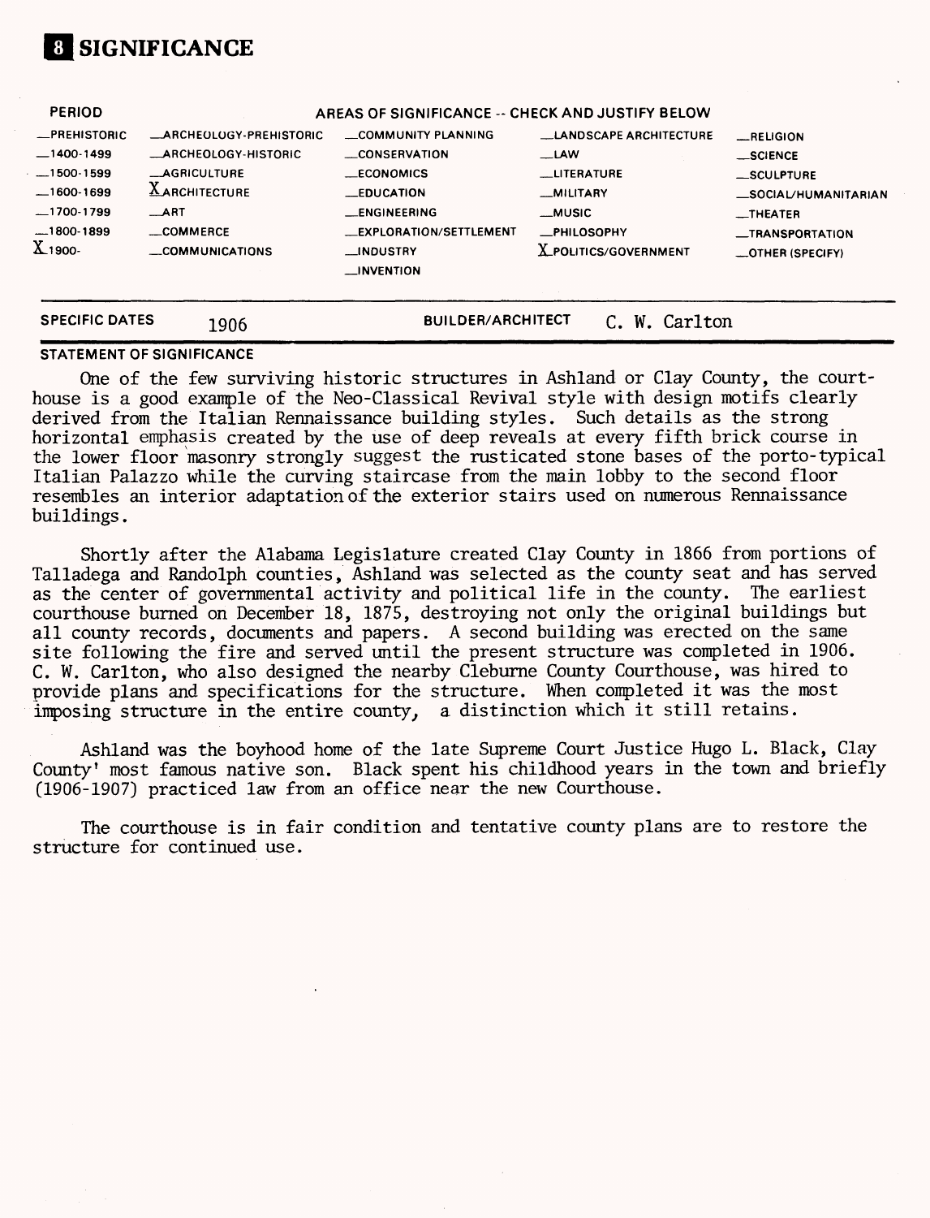# 8 SIGNIFICANCE

| PERIOD | AREAS OF SIGNIFICANCE -- CHECK AND JUSTIFY BELOW | | | |
|---|---|---|---|---|
| __PREHISTORIC | __ARCHEOLOGY-PREHISTORIC | __COMMUNITY PLANNING | __LANDSCAPE ARCHITECTURE | __RELIGION |
| __1400-1499 | __ARCHEOLOGY-HISTORIC | __CONSERVATION | __LAW | __SCIENCE |
| __1500-1599 | __AGRICULTURE | __ECONOMICS | __LITERATURE | __SCULPTURE |
| __1600-1699 | X ARCHITECTURE | __EDUCATION | __MILITARY | __SOCIAL/HUMANITARIAN |
| __1700-1799 | __ART | __ENGINEERING | __MUSIC | __THEATER |
| __1800-1899 | __COMMERCE | __EXPLORATION/SETTLEMENT | __PHILOSOPHY | __TRANSPORTATION |
| X 1900- | __COMMUNICATIONS | __INDUSTRY | X POLITICS/GOVERNMENT | __OTHER (SPECIFY) |
| | | __INVENTION | | |

**SPECIFIC DATES** 1906 **BUILDER/ARCHITECT** C. W. Carlton

**STATEMENT OF SIGNIFICANCE**

One of the few surviving historic structures in Ashland or Clay County, the courthouse is a good example of the Neo-Classical Revival style with design motifs clearly derived from the Italian Rennaissance building styles. Such details as the strong horizontal emphasis created by the use of deep reveals at every fifth brick course in the lower floor masonry strongly suggest the rusticated stone bases of the porto-typical Italian Palazzo while the curving staircase from the main lobby to the second floor resembles an interior adaptation of the exterior stairs used on numerous Rennaissance buildings.

Shortly after the Alabama Legislature created Clay County in 1866 from portions of Talladega and Randolph counties, Ashland was selected as the county seat and has served as the center of governmental activity and political life in the county. The earliest courthouse burned on December 18, 1875, destroying not only the original buildings but all county records, documents and papers. A second building was erected on the same site following the fire and served until the present structure was completed in 1906. C. W. Carlton, who also designed the nearby Cleburne County Courthouse, was hired to provide plans and specifications for the structure. When completed it was the most imposing structure in the entire county, a distinction which it still retains.

Ashland was the boyhood home of the late Supreme Court Justice Hugo L. Black, Clay County' most famous native son. Black spent his childhood years in the town and briefly (1906-1907) practiced law from an office near the new Courthouse.

The courthouse is in fair condition and tentative county plans are to restore the structure for continued use.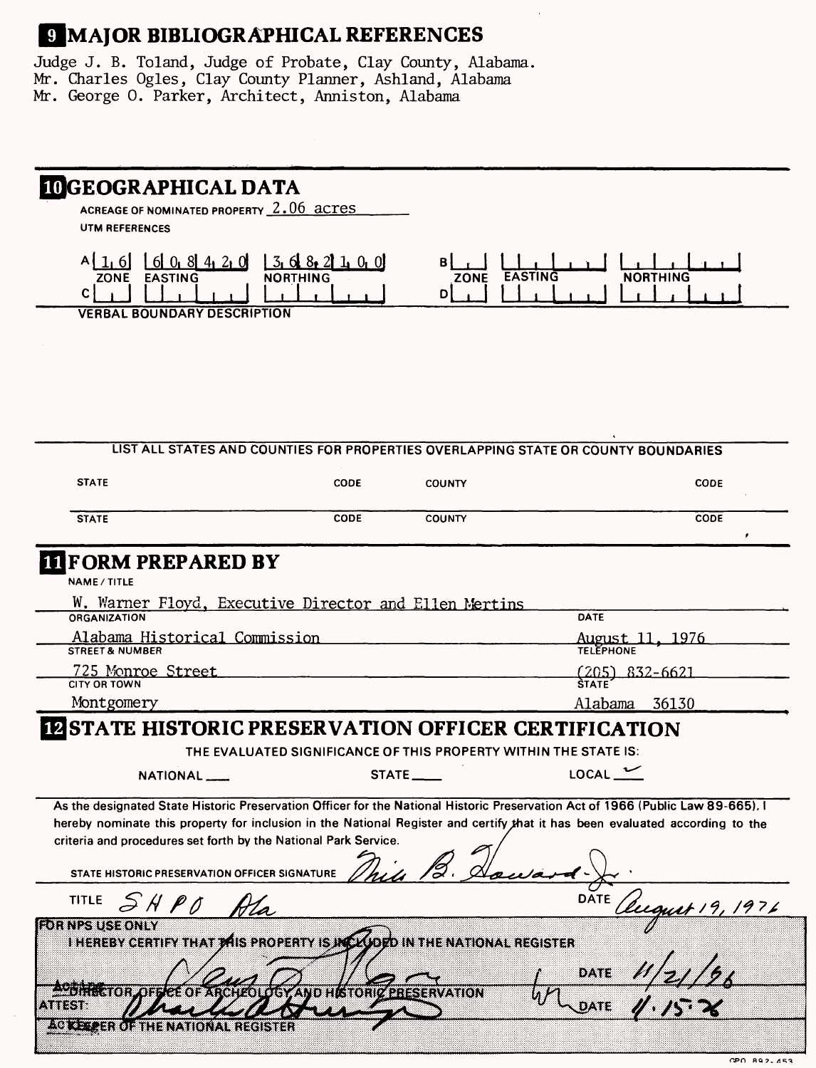# 9 MAJOR BIBLIOGRAPHICAL REFERENCES

Judge J. B. Toland, Judge of Probate, Clay County, Alabama.
Mr. Charles Ogles, Clay County Planner, Ashland, Alabama
Mr. George O. Parker, Architect, Anniston, Alabama

# 10 GEOGRAPHICAL DATA

ACREAGE OF NOMINATED PROPERTY 2.06 acres

UTM REFERENCES

| | ZONE | EASTING | NORTHING | | ZONE | EASTING | NORTHING |
|---|---|---|---|---|---|---|---|
| A | 16 | 608420 | 3682100 | B | | | |
| C | | | | D | | | |

VERBAL BOUNDARY DESCRIPTION

LIST ALL STATES AND COUNTIES FOR PROPERTIES OVERLAPPING STATE OR COUNTY BOUNDARIES

| STATE | CODE | COUNTY | CODE |
|---|---|---|---|
| STATE | CODE | COUNTY | CODE |

# 11 FORM PREPARED BY

NAME / TITLE
W. Warner Floyd, Executive Director and Ellen Mertins

ORGANIZATION
Alabama Historical Commission

DATE
August 11, 1976

STREET & NUMBER
725 Monroe Street

TELEPHONE
(205) 832-6621

CITY OR TOWN
Montgomery

STATE
Alabama 36130

# 12 STATE HISTORIC PRESERVATION OFFICER CERTIFICATION

THE EVALUATED SIGNIFICANCE OF THIS PROPERTY WITHIN THE STATE IS:

NATIONAL ___ STATE ___ LOCAL ✓

As the designated State Historic Preservation Officer for the National Historic Preservation Act of 1966 (Public Law 89-665), I hereby nominate this property for inclusion in the National Register and certify that it has been evaluated according to the criteria and procedures set forth by the National Park Service.

STATE HISTORIC PRESERVATION OFFICER SIGNATURE *Milo B. Howard Jr.*

TITLE *SHPO Ala*

DATE *August 19, 1976*

FOR NPS USE ONLY

I HEREBY CERTIFY THAT THIS PROPERTY IS INCLUDED IN THE NATIONAL REGISTER

Acting DIRECTOR, OFFICE OF ARCHEOLOGY AND HISTORIC PRESERVATION

DATE *11/21/76*

ATTEST:

Acting KEEPER OF THE NATIONAL REGISTER

DATE *11.15.76*